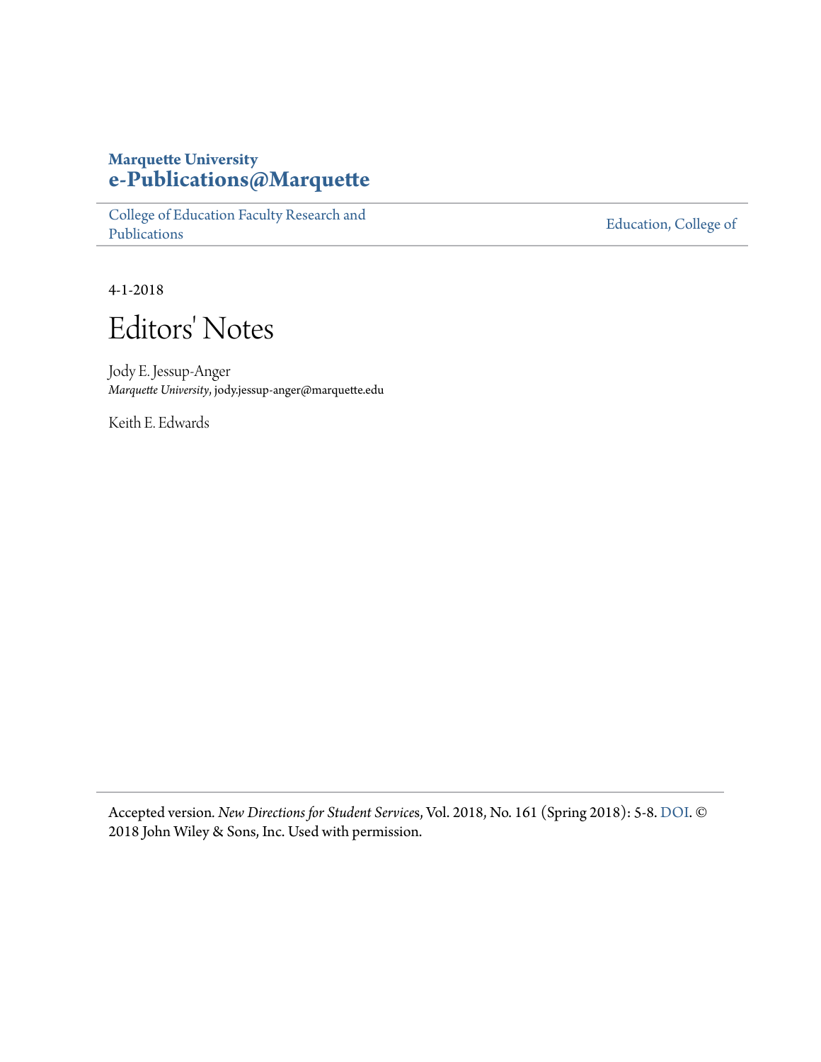**Marquette University**
**e-Publications@Marquette**

College of Education Faculty Research and Publications | Education, College of

4-1-2018

# Editors' Notes

Jody E. Jessup-Anger
*Marquette University*, jody.jessup-anger@marquette.edu

Keith E. Edwards

Accepted version. *New Directions for Student Services*, Vol. 2018, No. 161 (Spring 2018): 5-8. DOI. © 2018 John Wiley & Sons, Inc. Used with permission.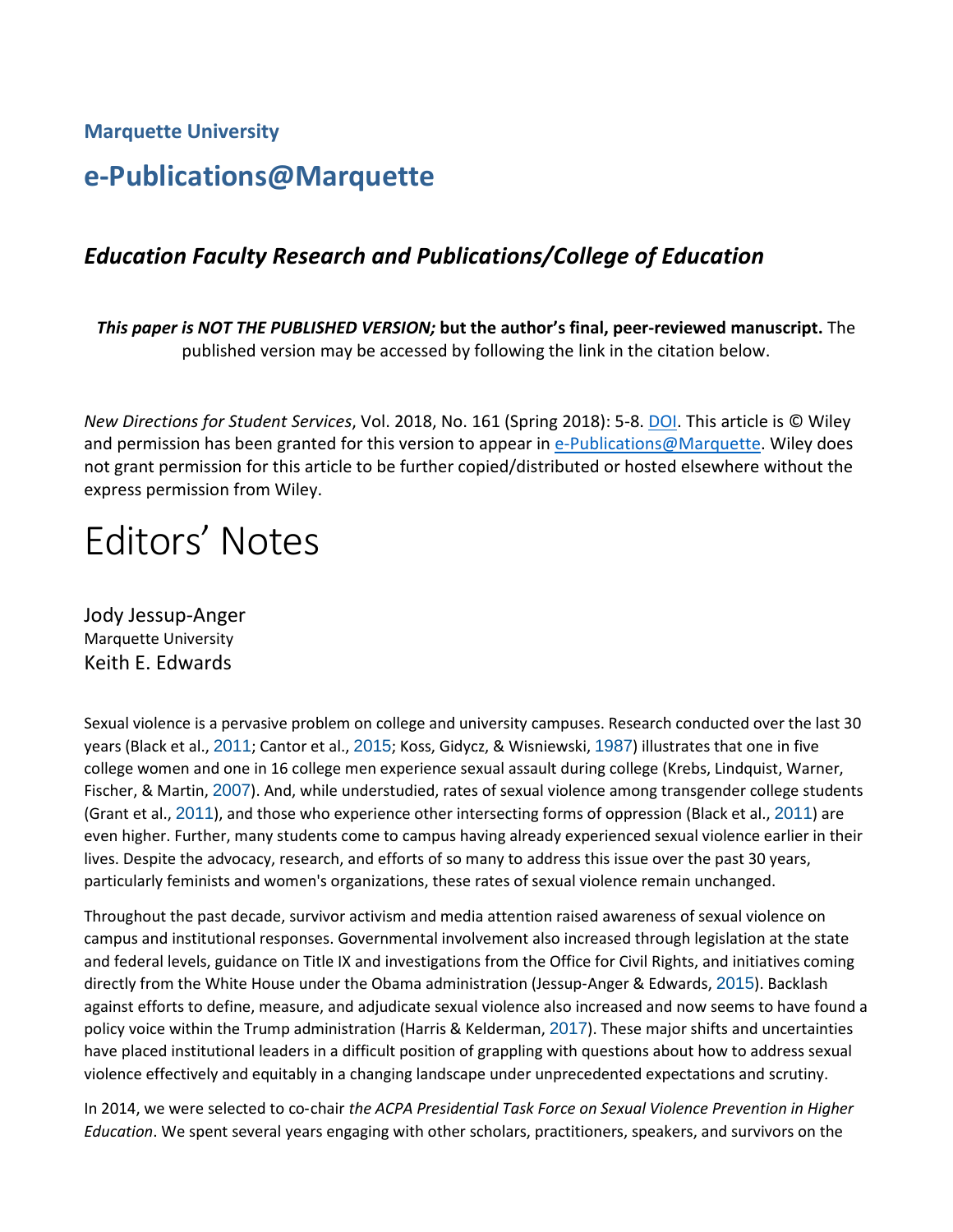**Marquette University**

# e-Publications@Marquette

### *Education Faculty Research and Publications/College of Education*

***This paper is NOT THE PUBLISHED VERSION;* but the author's final, peer-reviewed manuscript.** The published version may be accessed by following the link in the citation below.

*New Directions for Student Services*, Vol. 2018, No. 161 (Spring 2018): 5-8. DOI. This article is © Wiley and permission has been granted for this version to appear in e-Publications@Marquette. Wiley does not grant permission for this article to be further copied/distributed or hosted elsewhere without the express permission from Wiley.

# Editors' Notes

Jody Jessup-Anger
Marquette University
Keith E. Edwards

Sexual violence is a pervasive problem on college and university campuses. Research conducted over the last 30 years (Black et al., 2011; Cantor et al., 2015; Koss, Gidycz, & Wisniewski, 1987) illustrates that one in five college women and one in 16 college men experience sexual assault during college (Krebs, Lindquist, Warner, Fischer, & Martin, 2007). And, while understudied, rates of sexual violence among transgender college students (Grant et al., 2011), and those who experience other intersecting forms of oppression (Black et al., 2011) are even higher. Further, many students come to campus having already experienced sexual violence earlier in their lives. Despite the advocacy, research, and efforts of so many to address this issue over the past 30 years, particularly feminists and women's organizations, these rates of sexual violence remain unchanged.

Throughout the past decade, survivor activism and media attention raised awareness of sexual violence on campus and institutional responses. Governmental involvement also increased through legislation at the state and federal levels, guidance on Title IX and investigations from the Office for Civil Rights, and initiatives coming directly from the White House under the Obama administration (Jessup-Anger & Edwards, 2015). Backlash against efforts to define, measure, and adjudicate sexual violence also increased and now seems to have found a policy voice within the Trump administration (Harris & Kelderman, 2017). These major shifts and uncertainties have placed institutional leaders in a difficult position of grappling with questions about how to address sexual violence effectively and equitably in a changing landscape under unprecedented expectations and scrutiny.

In 2014, we were selected to co-chair *the ACPA Presidential Task Force on Sexual Violence Prevention in Higher Education*. We spent several years engaging with other scholars, practitioners, speakers, and survivors on the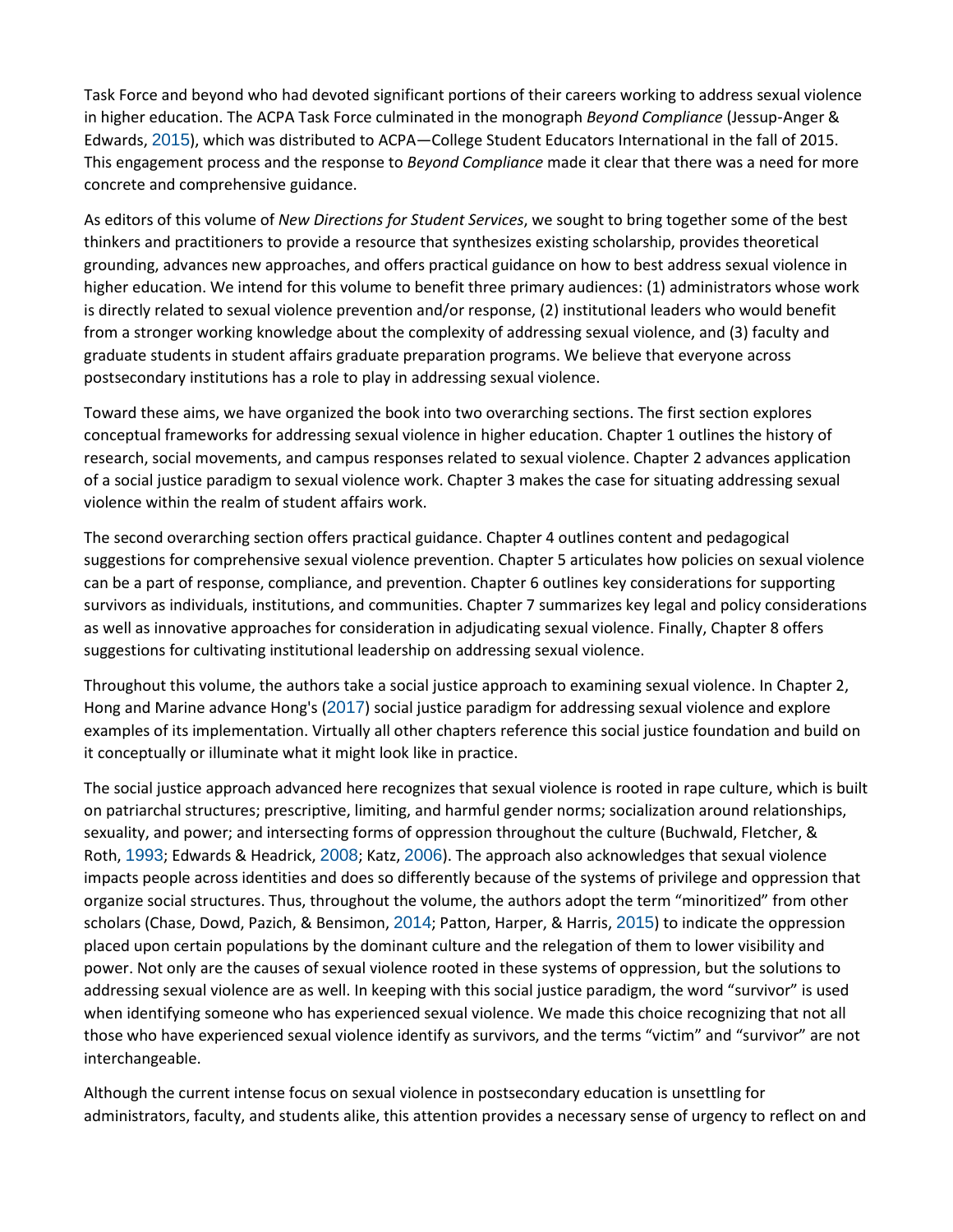Task Force and beyond who had devoted significant portions of their careers working to address sexual violence in higher education. The ACPA Task Force culminated in the monograph *Beyond Compliance* (Jessup-Anger & Edwards, 2015), which was distributed to ACPA—College Student Educators International in the fall of 2015. This engagement process and the response to *Beyond Compliance* made it clear that there was a need for more concrete and comprehensive guidance.

As editors of this volume of *New Directions for Student Services*, we sought to bring together some of the best thinkers and practitioners to provide a resource that synthesizes existing scholarship, provides theoretical grounding, advances new approaches, and offers practical guidance on how to best address sexual violence in higher education. We intend for this volume to benefit three primary audiences: (1) administrators whose work is directly related to sexual violence prevention and/or response, (2) institutional leaders who would benefit from a stronger working knowledge about the complexity of addressing sexual violence, and (3) faculty and graduate students in student affairs graduate preparation programs. We believe that everyone across postsecondary institutions has a role to play in addressing sexual violence.

Toward these aims, we have organized the book into two overarching sections. The first section explores conceptual frameworks for addressing sexual violence in higher education. Chapter 1 outlines the history of research, social movements, and campus responses related to sexual violence. Chapter 2 advances application of a social justice paradigm to sexual violence work. Chapter 3 makes the case for situating addressing sexual violence within the realm of student affairs work.

The second overarching section offers practical guidance. Chapter 4 outlines content and pedagogical suggestions for comprehensive sexual violence prevention. Chapter 5 articulates how policies on sexual violence can be a part of response, compliance, and prevention. Chapter 6 outlines key considerations for supporting survivors as individuals, institutions, and communities. Chapter 7 summarizes key legal and policy considerations as well as innovative approaches for consideration in adjudicating sexual violence. Finally, Chapter 8 offers suggestions for cultivating institutional leadership on addressing sexual violence.

Throughout this volume, the authors take a social justice approach to examining sexual violence. In Chapter 2, Hong and Marine advance Hong's (2017) social justice paradigm for addressing sexual violence and explore examples of its implementation. Virtually all other chapters reference this social justice foundation and build on it conceptually or illuminate what it might look like in practice.

The social justice approach advanced here recognizes that sexual violence is rooted in rape culture, which is built on patriarchal structures; prescriptive, limiting, and harmful gender norms; socialization around relationships, sexuality, and power; and intersecting forms of oppression throughout the culture (Buchwald, Fletcher, & Roth, 1993; Edwards & Headrick, 2008; Katz, 2006). The approach also acknowledges that sexual violence impacts people across identities and does so differently because of the systems of privilege and oppression that organize social structures. Thus, throughout the volume, the authors adopt the term "minoritized" from other scholars (Chase, Dowd, Pazich, & Bensimon, 2014; Patton, Harper, & Harris, 2015) to indicate the oppression placed upon certain populations by the dominant culture and the relegation of them to lower visibility and power. Not only are the causes of sexual violence rooted in these systems of oppression, but the solutions to addressing sexual violence are as well. In keeping with this social justice paradigm, the word "survivor" is used when identifying someone who has experienced sexual violence. We made this choice recognizing that not all those who have experienced sexual violence identify as survivors, and the terms "victim" and "survivor" are not interchangeable.

Although the current intense focus on sexual violence in postsecondary education is unsettling for administrators, faculty, and students alike, this attention provides a necessary sense of urgency to reflect on and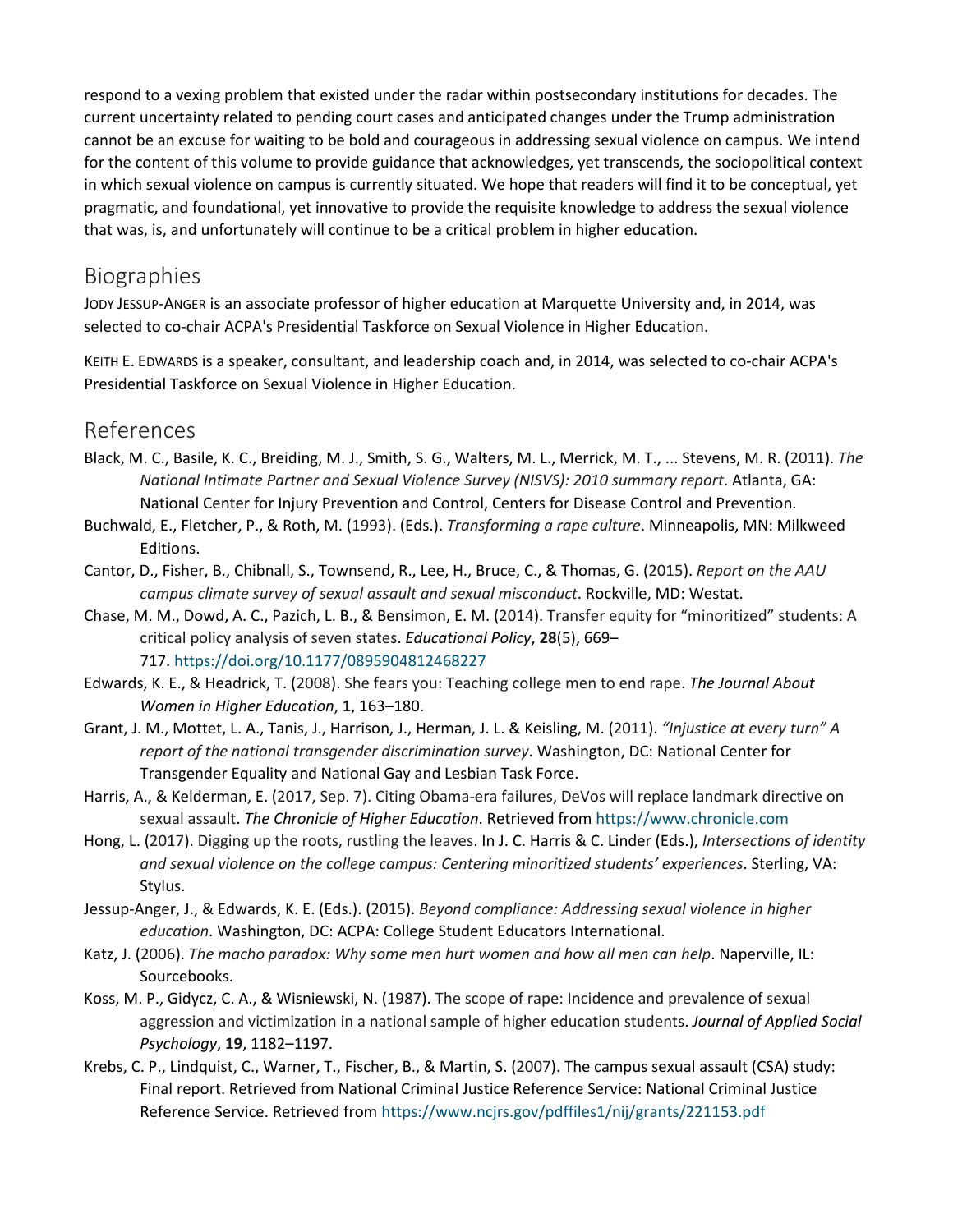respond to a vexing problem that existed under the radar within postsecondary institutions for decades. The current uncertainty related to pending court cases and anticipated changes under the Trump administration cannot be an excuse for waiting to be bold and courageous in addressing sexual violence on campus. We intend for the content of this volume to provide guidance that acknowledges, yet transcends, the sociopolitical context in which sexual violence on campus is currently situated. We hope that readers will find it to be conceptual, yet pragmatic, and foundational, yet innovative to provide the requisite knowledge to address the sexual violence that was, is, and unfortunately will continue to be a critical problem in higher education.

## Biographies

JODY JESSUP-ANGER is an associate professor of higher education at Marquette University and, in 2014, was selected to co-chair ACPA's Presidential Taskforce on Sexual Violence in Higher Education.

KEITH E. EDWARDS is a speaker, consultant, and leadership coach and, in 2014, was selected to co-chair ACPA's Presidential Taskforce on Sexual Violence in Higher Education.

## References

Black, M. C., Basile, K. C., Breiding, M. J., Smith, S. G., Walters, M. L., Merrick, M. T., ... Stevens, M. R. (2011). *The National Intimate Partner and Sexual Violence Survey (NISVS): 2010 summary report*. Atlanta, GA: National Center for Injury Prevention and Control, Centers for Disease Control and Prevention.

Buchwald, E., Fletcher, P., & Roth, M. (1993). (Eds.). *Transforming a rape culture*. Minneapolis, MN: Milkweed Editions.

Cantor, D., Fisher, B., Chibnall, S., Townsend, R., Lee, H., Bruce, C., & Thomas, G. (2015). *Report on the AAU campus climate survey of sexual assault and sexual misconduct*. Rockville, MD: Westat.

Chase, M. M., Dowd, A. C., Pazich, L. B., & Bensimon, E. M. (2014). Transfer equity for "minoritized" students: A critical policy analysis of seven states. *Educational Policy*, **28**(5), 669–717. https://doi.org/10.1177/0895904812468227

Edwards, K. E., & Headrick, T. (2008). She fears you: Teaching college men to end rape. *The Journal About Women in Higher Education*, **1**, 163–180.

Grant, J. M., Mottet, L. A., Tanis, J., Harrison, J., Herman, J. L. & Keisling, M. (2011). *"Injustice at every turn" A report of the national transgender discrimination survey*. Washington, DC: National Center for Transgender Equality and National Gay and Lesbian Task Force.

Harris, A., & Kelderman, E. (2017, Sep. 7). Citing Obama-era failures, DeVos will replace landmark directive on sexual assault. *The Chronicle of Higher Education*. Retrieved from https://www.chronicle.com

Hong, L. (2017). Digging up the roots, rustling the leaves. In J. C. Harris & C. Linder (Eds.), *Intersections of identity and sexual violence on the college campus: Centering minoritized students' experiences*. Sterling, VA: Stylus.

Jessup-Anger, J., & Edwards, K. E. (Eds.). (2015). *Beyond compliance: Addressing sexual violence in higher education*. Washington, DC: ACPA: College Student Educators International.

Katz, J. (2006). *The macho paradox: Why some men hurt women and how all men can help*. Naperville, IL: Sourcebooks.

Koss, M. P., Gidycz, C. A., & Wisniewski, N. (1987). The scope of rape: Incidence and prevalence of sexual aggression and victimization in a national sample of higher education students. *Journal of Applied Social Psychology*, **19**, 1182–1197.

Krebs, C. P., Lindquist, C., Warner, T., Fischer, B., & Martin, S. (2007). The campus sexual assault (CSA) study: Final report. Retrieved from National Criminal Justice Reference Service: National Criminal Justice Reference Service. Retrieved from https://www.ncjrs.gov/pdffiles1/nij/grants/221153.pdf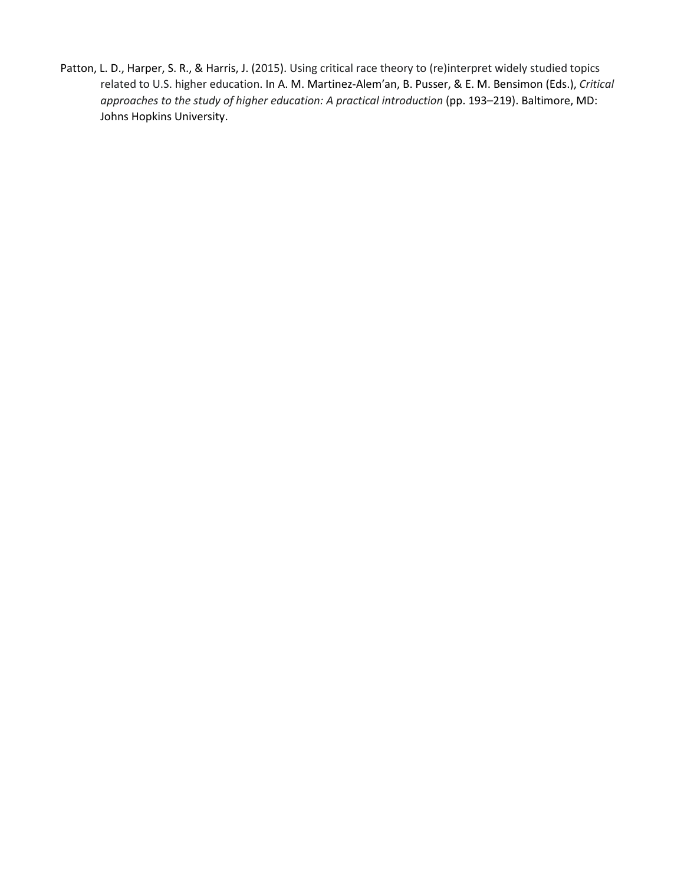Patton, L. D., Harper, S. R., & Harris, J. (2015). Using critical race theory to (re)interpret widely studied topics related to U.S. higher education. In A. M. Martinez-Alem'an, B. Pusser, & E. M. Bensimon (Eds.), *Critical approaches to the study of higher education: A practical introduction* (pp. 193–219). Baltimore, MD: Johns Hopkins University.